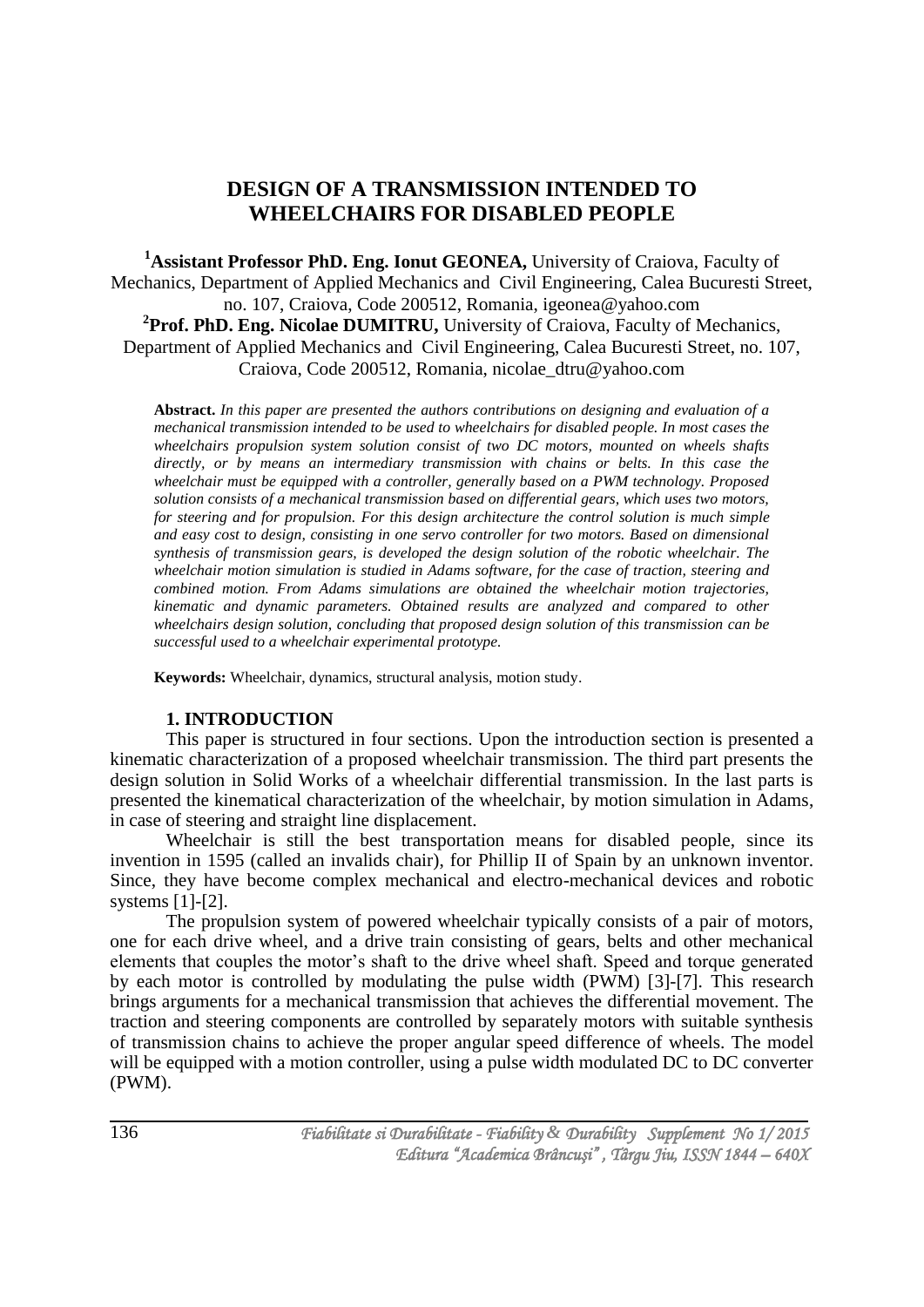# DESIGN OF A TRANSMISSION INTENDED TO WHEELCHAIRS FOR DISABLED PEOPLE

[1]**Assistant Professor PhD. Eng. Ionut GEONEA,** University of Craiova, Faculty of Mechanics, Department of Applied Mechanics and Civil Engineering, Calea Bucuresti Street, no. 107, Craiova, Code 200512, Romania, igeonea@yahoo.com

[2]**Prof. PhD. Eng. Nicolae DUMITRU,** University of Craiova, Faculty of Mechanics, Department of Applied Mechanics and Civil Engineering, Calea Bucuresti Street, no. 107, Craiova, Code 200512, Romania, nicolae_dtru@yahoo.com

**Abstract.** *In this paper are presented the authors contributions on designing and evaluation of a mechanical transmission intended to be used to wheelchairs for disabled people. In most cases the wheelchairs propulsion system solution consist of two DC motors, mounted on wheels shafts directly, or by means an intermediary transmission with chains or belts. In this case the wheelchair must be equipped with a controller, generally based on a PWM technology. Proposed solution consists of a mechanical transmission based on differential gears, which uses two motors, for steering and for propulsion. For this design architecture the control solution is much simple and easy cost to design, consisting in one servo controller for two motors. Based on dimensional synthesis of transmission gears, is developed the design solution of the robotic wheelchair. The wheelchair motion simulation is studied in Adams software, for the case of traction, steering and combined motion. From Adams simulations are obtained the wheelchair motion trajectories, kinematic and dynamic parameters. Obtained results are analyzed and compared to other wheelchairs design solution, concluding that proposed design solution of this transmission can be successful used to a wheelchair experimental prototype.*

**Keywords:** Wheelchair, dynamics, structural analysis, motion study.

## 1. INTRODUCTION

This paper is structured in four sections. Upon the introduction section is presented a kinematic characterization of a proposed wheelchair transmission. The third part presents the design solution in Solid Works of a wheelchair differential transmission. In the last parts is presented the kinematical characterization of the wheelchair, by motion simulation in Adams, in case of steering and straight line displacement.

Wheelchair is still the best transportation means for disabled people, since its invention in 1595 (called an invalids chair), for Phillip II of Spain by an unknown inventor. Since, they have become complex mechanical and electro-mechanical devices and robotic systems [1]-[2].

The propulsion system of powered wheelchair typically consists of a pair of motors, one for each drive wheel, and a drive train consisting of gears, belts and other mechanical elements that couples the motor's shaft to the drive wheel shaft. Speed and torque generated by each motor is controlled by modulating the pulse width (PWM) [3]-[7]. This research brings arguments for a mechanical transmission that achieves the differential movement. The traction and steering components are controlled by separately motors with suitable synthesis of transmission chains to achieve the proper angular speed difference of wheels. The model will be equipped with a motion controller, using a pulse width modulated DC to DC converter (PWM).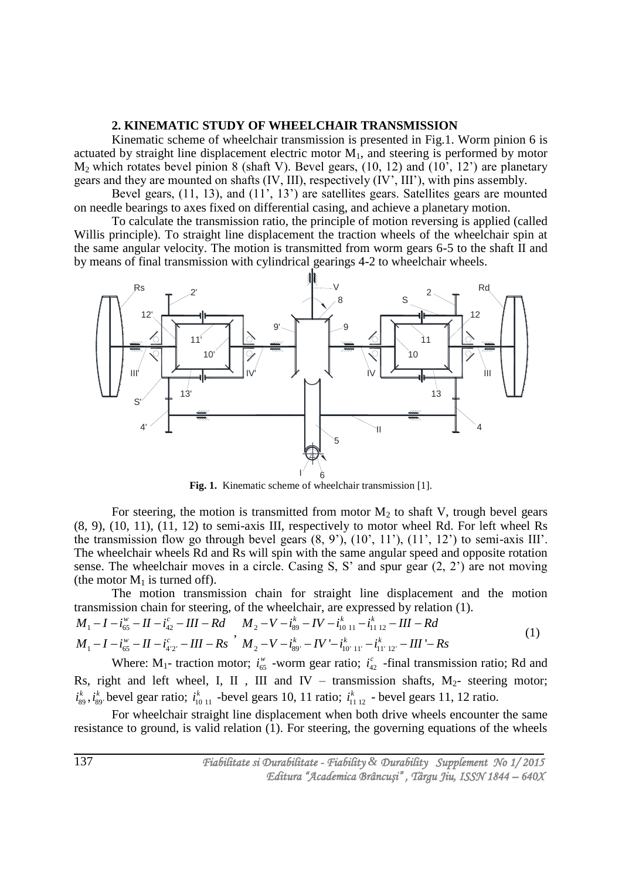## 2. KINEMATIC STUDY OF WHEELCHAIR TRANSMISSION

Kinematic scheme of wheelchair transmission is presented in Fig.1. Worm pinion 6 is actuated by straight line displacement electric motor $M_1$, and steering is performed by motor $M_2$ which rotates bevel pinion 8 (shaft V). Bevel gears, (10, 12) and (10', 12') are planetary gears and they are mounted on shafts (IV, III), respectively (IV', III'), with pins assembly.

Bevel gears, (11, 13), and (11', 13') are satellites gears. Satellites gears are mounted on needle bearings to axes fixed on differential casing, and achieve a planetary motion.

To calculate the transmission ratio, the principle of motion reversing is applied (called Willis principle). To straight line displacement the traction wheels of the wheelchair spin at the same angular velocity. The motion is transmitted from worm gears 6-5 to the shaft II and by means of final transmission with cylindrical gearings 4-2 to wheelchair wheels.

**Fig. 1.** Kinematic scheme of wheelchair transmission [1].

For steering, the motion is transmitted from motor $M_2$ to shaft V, trough bevel gears (8, 9), (10, 11), (11, 12) to semi-axis III, respectively to motor wheel Rd. For left wheel Rs the transmission flow go through bevel gears (8, 9'), (10', 11'), (11', 12') to semi-axis III'. The wheelchair wheels Rd and Rs will spin with the same angular speed and opposite rotation sense. The wheelchair moves in a circle. Casing S, S' and spur gear (2, 2') are not moving (the motor $M_1$ is turned off).

The motion transmission chain for straight line displacement and the motion transmission chain for steering, of the wheelchair, are expressed by relation (1).

$$M_1 - I - i_{65}^{w} - II - i_{42}^{c} - III - Rd \quad M_2 - V - i_{89}^{k} - IV - i_{10\,11}^{k} - i_{11\,12}^{k} - III - Rd$$
$$M_1 - I - i_{65}^{w} - II - i_{4'2'}^{c} - III - Rs \;, \; M_2 - V - i_{89'}^{k} - IV' - i_{10'\,11'}^{k} - i_{11'\,12'}^{k} - III' - Rs \tag{1}$$

Where: $M_1$- traction motor; $i_{65}^{w}$ -worm gear ratio; $i_{42}^{c}$ -final transmission ratio; Rd and Rs, right and left wheel, I, II , III and IV – transmission shafts, $M_2$- steering motor; $i_{89}^{k}, i_{89'}^{k}$ bevel gear ratio; $i_{10\,11}^{k}$ -bevel gears 10, 11 ratio; $i_{11\,12}^{k}$ - bevel gears 11, 12 ratio.

For wheelchair straight line displacement when both drive wheels encounter the same resistance to ground, is valid relation (1). For steering, the governing equations of the wheels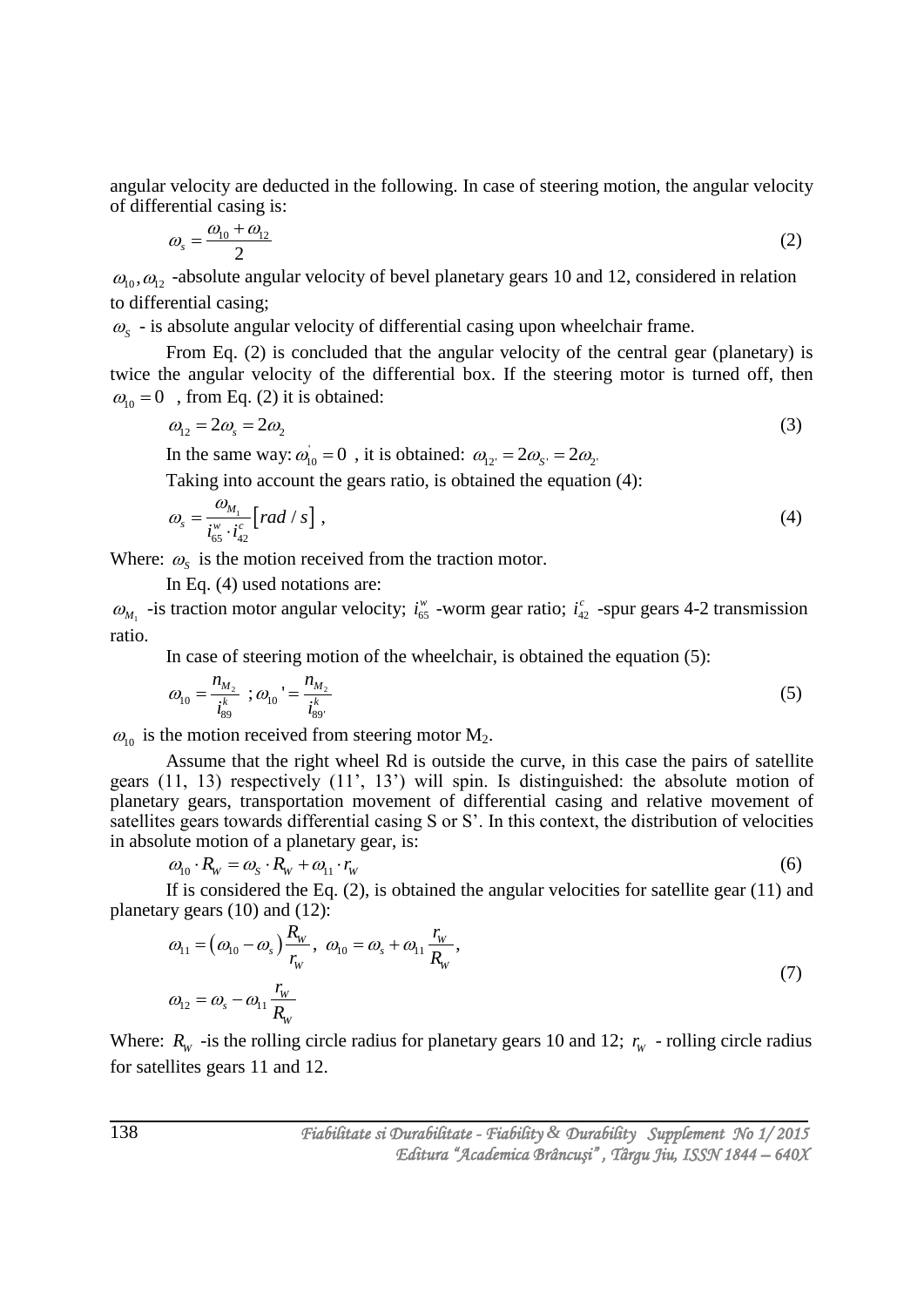angular velocity are deducted in the following. In case of steering motion, the angular velocity of differential casing is:

$$\omega_s = \frac{\omega_{10} + \omega_{12}}{2} \tag{2}$$

$\omega_{10}, \omega_{12}$ -absolute angular velocity of bevel planetary gears 10 and 12, considered in relation to differential casing;

$\omega_S$ - is absolute angular velocity of differential casing upon wheelchair frame.

From Eq. (2) is concluded that the angular velocity of the central gear (planetary) is twice the angular velocity of the differential box. If the steering motor is turned off, then $\omega_{10} = 0$ , from Eq. (2) it is obtained:

$$\omega_{12} = 2\omega_s = 2\omega_2 \tag{3}$$

In the same way: $\omega_{10}^{'} = 0$ , it is obtained: $\omega_{12'} = 2\omega_{S'} = 2\omega_{2'}$

Taking into account the gears ratio, is obtained the equation (4):

$$\omega_s = \frac{\omega_{M_1}}{i_{65}^{w} \cdot i_{42}^{c}} \left[rad/s\right], \tag{4}$$

Where: $\omega_S$ is the motion received from the traction motor.

In Eq. (4) used notations are:

$\omega_{M_1}$ -is traction motor angular velocity; $i_{65}^{w}$ -worm gear ratio; $i_{42}^{c}$ -spur gears 4-2 transmission ratio.

In case of steering motion of the wheelchair, is obtained the equation (5):

$$\omega_{10} = \frac{n_{M_2}}{i_{89}^{k}} \;; \omega_{10}' = \frac{n_{M_2}}{i_{89'}^{k}} \tag{5}$$

$\omega_{10}$ is the motion received from steering motor $M_2$.

Assume that the right wheel Rd is outside the curve, in this case the pairs of satellite gears (11, 13) respectively (11', 13') will spin. Is distinguished: the absolute motion of planetary gears, transportation movement of differential casing and relative movement of satellites gears towards differential casing S or S'. In this context, the distribution of velocities in absolute motion of a planetary gear, is:

$$\omega_{10} \cdot R_W = \omega_S \cdot R_W + \omega_{11} \cdot r_W \tag{6}$$

If is considered the Eq. (2), is obtained the angular velocities for satellite gear (11) and planetary gears (10) and (12):

$$\omega_{11} = \left(\omega_{10} - \omega_s\right)\frac{R_W}{r_W},\; \omega_{10} = \omega_s + \omega_{11}\frac{r_W}{R_W}, \qquad \omega_{12} = \omega_s - \omega_{11}\frac{r_W}{R_W} \tag{7}$$

Where: $R_W$ -is the rolling circle radius for planetary gears 10 and 12; $r_W$ - rolling circle radius for satellites gears 11 and 12.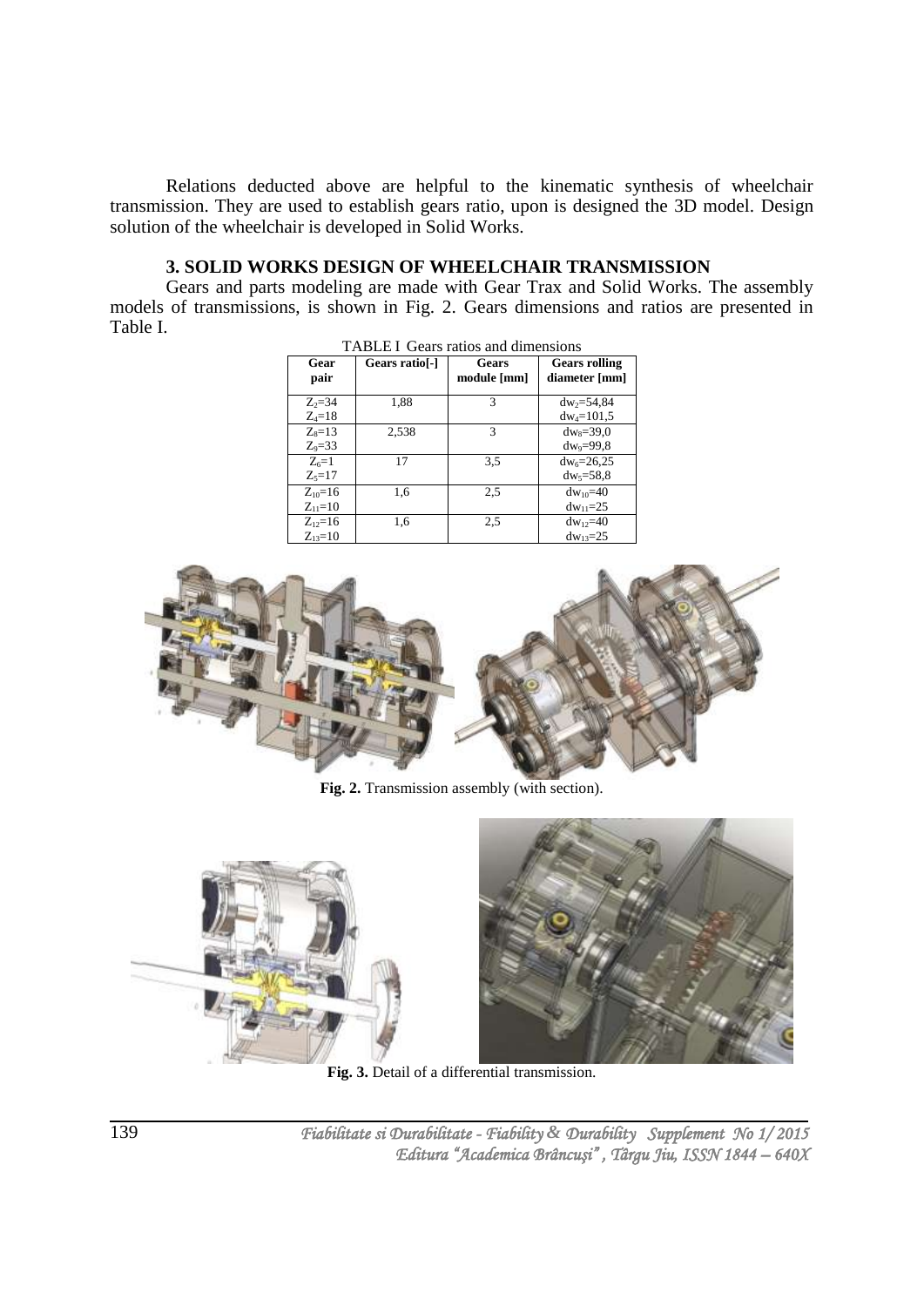Relations deducted above are helpful to the kinematic synthesis of wheelchair transmission. They are used to establish gears ratio, upon is designed the 3D model. Design solution of the wheelchair is developed in Solid Works.

## 3. SOLID WORKS DESIGN OF WHEELCHAIR TRANSMISSION

Gears and parts modeling are made with Gear Trax and Solid Works. The assembly models of transmissions, is shown in Fig. 2. Gears dimensions and ratios are presented in Table I.

TABLE I Gears ratios and dimensions

| Gear pair | Gears ratio[-] | Gears module [mm] | Gears rolling diameter [mm] |
|---|---|---|---|
| $Z_2$=34<br>$Z_4$=18 | 1,88 | 3 | $dw_2$=54,84<br>$dw_4$=101,5 |
| $Z_8$=13<br>$Z_9$=33 | 2,538 | 3 | $dw_8$=39,0<br>$dw_9$=99,8 |
| $Z_6$=1<br>$Z_5$=17 | 17 | 3,5 | $dw_6$=26,25<br>$dw_5$=58,8 |
| $Z_{10}$=16<br>$Z_{11}$=10 | 1,6 | 2,5 | $dw_{10}$=40<br>$dw_{11}$=25 |
| $Z_{12}$=16<br>$Z_{13}$=10 | 1,6 | 2,5 | $dw_{12}$=40<br>$dw_{13}$=25 |

**Fig. 2.** Transmission assembly (with section).

**Fig. 3.** Detail of a differential transmission.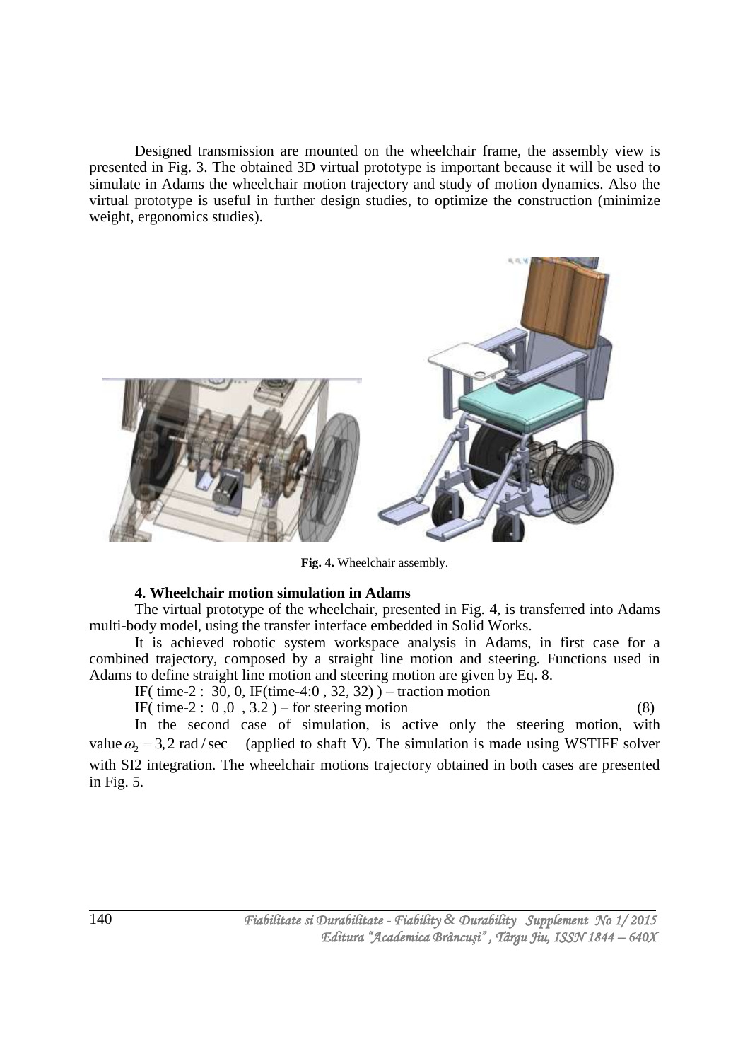Designed transmission are mounted on the wheelchair frame, the assembly view is presented in Fig. 3. The obtained 3D virtual prototype is important because it will be used to simulate in Adams the wheelchair motion trajectory and study of motion dynamics. Also the virtual prototype is useful in further design studies, to optimize the construction (minimize weight, ergonomics studies).

**Fig. 4.** Wheelchair assembly.

#### 4. Wheelchair motion simulation in Adams

The virtual prototype of the wheelchair, presented in Fig. 4, is transferred into Adams multi-body model, using the transfer interface embedded in Solid Works.

It is achieved robotic system workspace analysis in Adams, in first case for a combined trajectory, composed by a straight line motion and steering. Functions used in Adams to define straight line motion and steering motion are given by Eq. 8.

IF( time-2 : 30, 0, IF(time-4:0 , 32, 32) ) – traction motion

IF( time-2 : 0 ,0 , 3.2 ) – for steering motion (8)

In the second case of simulation, is active only the steering motion, with value $\omega_2 = 3,2\ \text{rad/sec}$ (applied to shaft V). The simulation is made using WSTIFF solver with SI2 integration. The wheelchair motions trajectory obtained in both cases are presented in Fig. 5.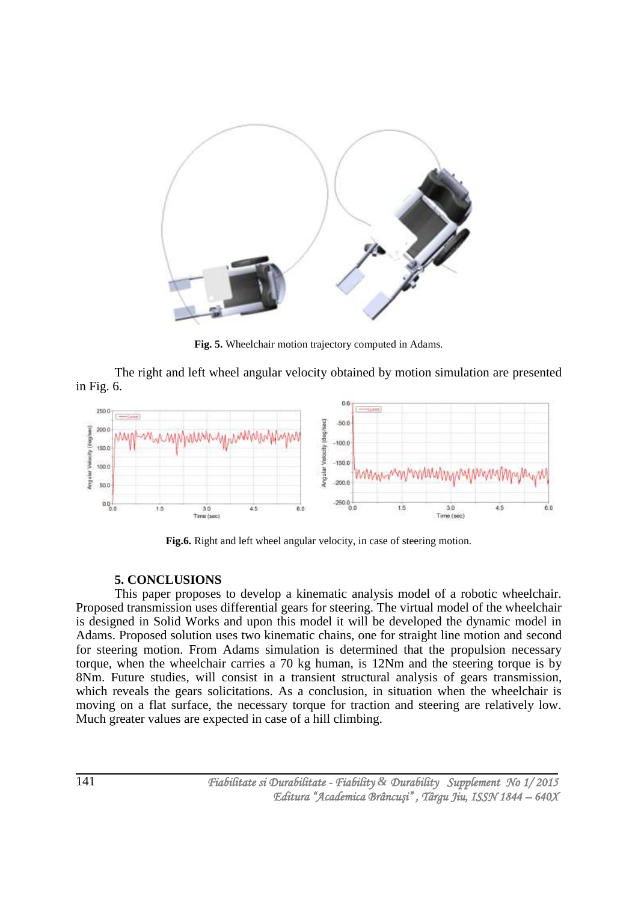Fig. 5. Wheelchair motion trajectory computed in Adams.

The right and left wheel angular velocity obtained by motion simulation are presented in Fig. 6.

Fig.6. Right and left wheel angular velocity, in case of steering motion.

## 5. CONCLUSIONS

This paper proposes to develop a kinematic analysis model of a robotic wheelchair. Proposed transmission uses differential gears for steering. The virtual model of the wheelchair is designed in Solid Works and upon this model it will be developed the dynamic model in Adams. Proposed solution uses two kinematic chains, one for straight line motion and second for steering motion. From Adams simulation is determined that the propulsion necessary torque, when the wheelchair carries a 70 kg human, is 12Nm and the steering torque is by 8Nm. Future studies, will consist in a transient structural analysis of gears transmission, which reveals the gears solicitations. As a conclusion, in situation when the wheelchair is moving on a flat surface, the necessary torque for traction and steering are relatively low. Much greater values are expected in case of a hill climbing.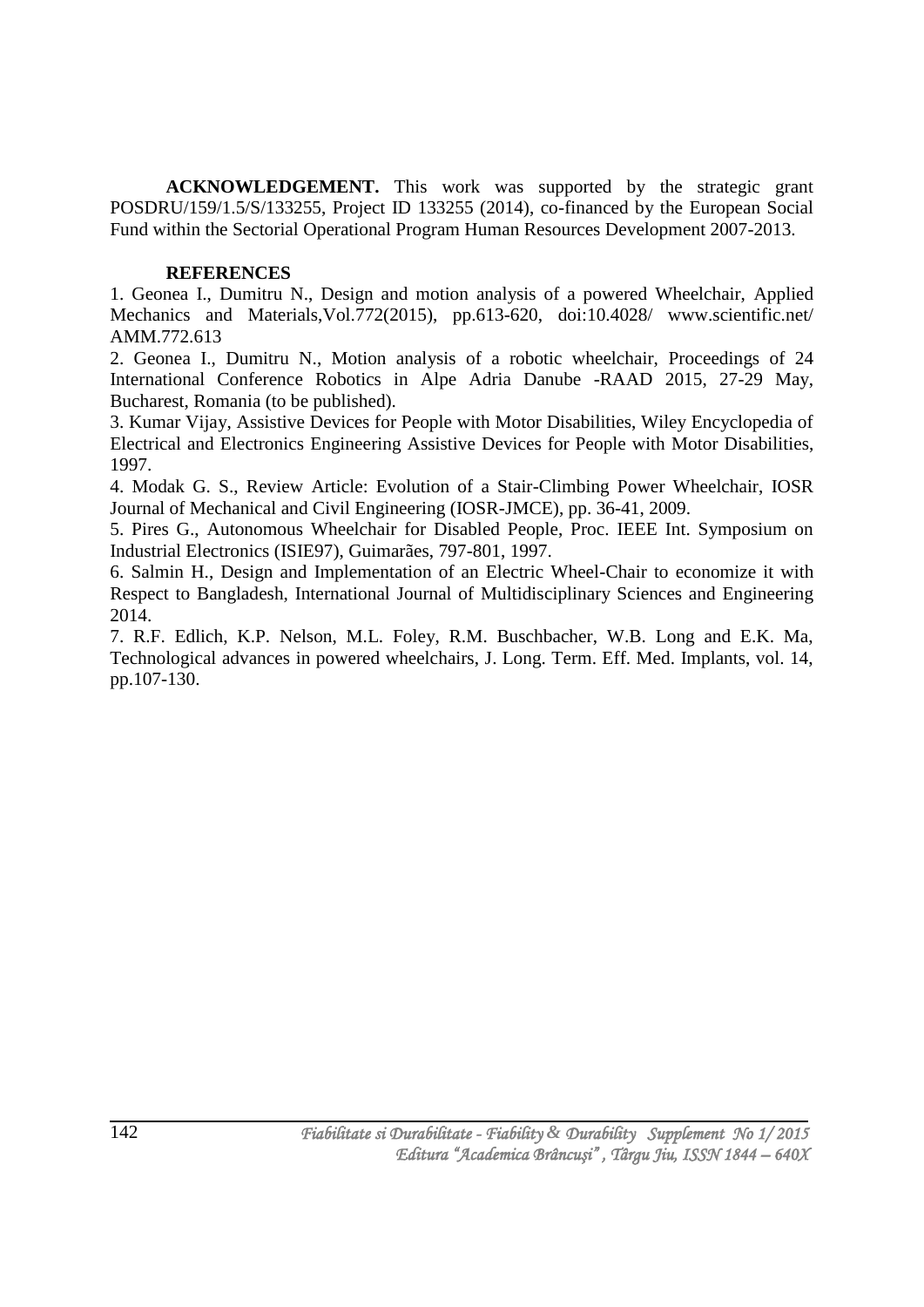**ACKNOWLEDGEMENT.** This work was supported by the strategic grant POSDRU/159/1.5/S/133255, Project ID 133255 (2014), co-financed by the European Social Fund within the Sectorial Operational Program Human Resources Development 2007-2013.

**REFERENCES**

1. Geonea I., Dumitru N., Design and motion analysis of a powered Wheelchair, Applied Mechanics and Materials,Vol.772(2015), pp.613-620, doi:10.4028/ www.scientific.net/ AMM.772.613
2. Geonea I., Dumitru N., Motion analysis of a robotic wheelchair, Proceedings of 24 International Conference Robotics in Alpe Adria Danube -RAAD 2015, 27-29 May, Bucharest, Romania (to be published).
3. Kumar Vijay, Assistive Devices for People with Motor Disabilities, Wiley Encyclopedia of Electrical and Electronics Engineering Assistive Devices for People with Motor Disabilities, 1997.
4. Modak G. S., Review Article: Evolution of a Stair-Climbing Power Wheelchair, IOSR Journal of Mechanical and Civil Engineering (IOSR-JMCE), pp. 36-41, 2009.
5. Pires G., Autonomous Wheelchair for Disabled People, Proc. IEEE Int. Symposium on Industrial Electronics (ISIE97), Guimarães, 797-801, 1997.
6. Salmin H., Design and Implementation of an Electric Wheel-Chair to economize it with Respect to Bangladesh, International Journal of Multidisciplinary Sciences and Engineering 2014.
7. R.F. Edlich, K.P. Nelson, M.L. Foley, R.M. Buschbacher, W.B. Long and E.K. Ma, Technological advances in powered wheelchairs, J. Long. Term. Eff. Med. Implants, vol. 14, pp.107-130.